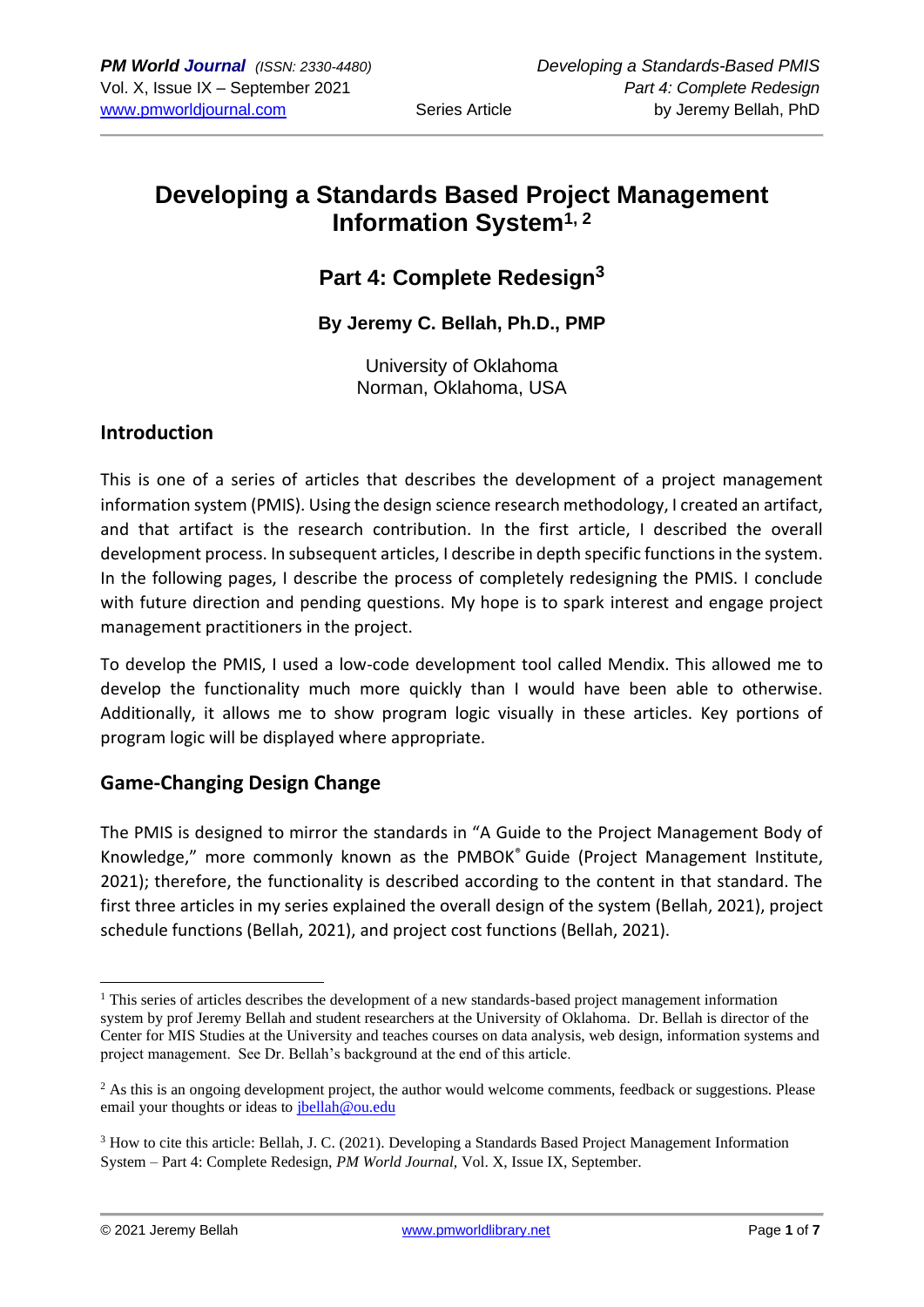# Developing a Standards Based Project Management Information System[1, 2]

## Part 4: Complete Redesign[3]

### By Jeremy C. Bellah, Ph.D., PMP

University of Oklahoma
Norman, Oklahoma, USA

## Introduction

This is one of a series of articles that describes the development of a project management information system (PMIS). Using the design science research methodology, I created an artifact, and that artifact is the research contribution. In the first article, I described the overall development process. In subsequent articles, I describe in depth specific functions in the system. In the following pages, I describe the process of completely redesigning the PMIS. I conclude with future direction and pending questions. My hope is to spark interest and engage project management practitioners in the project.

To develop the PMIS, I used a low-code development tool called Mendix. This allowed me to develop the functionality much more quickly than I would have been able to otherwise. Additionally, it allows me to show program logic visually in these articles. Key portions of program logic will be displayed where appropriate.

## Game-Changing Design Change

The PMIS is designed to mirror the standards in "A Guide to the Project Management Body of Knowledge," more commonly known as the PMBOK® Guide (Project Management Institute, 2021); therefore, the functionality is described according to the content in that standard. The first three articles in my series explained the overall design of the system (Bellah, 2021), project schedule functions (Bellah, 2021), and project cost functions (Bellah, 2021).

---

[1] This series of articles describes the development of a new standards-based project management information system by prof Jeremy Bellah and student researchers at the University of Oklahoma. Dr. Bellah is director of the Center for MIS Studies at the University and teaches courses on data analysis, web design, information systems and project management. See Dr. Bellah's background at the end of this article.

[2] As this is an ongoing development project, the author would welcome comments, feedback or suggestions. Please email your thoughts or ideas to jbellah@ou.edu

[3] How to cite this article: Bellah, J. C. (2021). Developing a Standards Based Project Management Information System – Part 4: Complete Redesign, *PM World Journal*, Vol. X, Issue IX, September.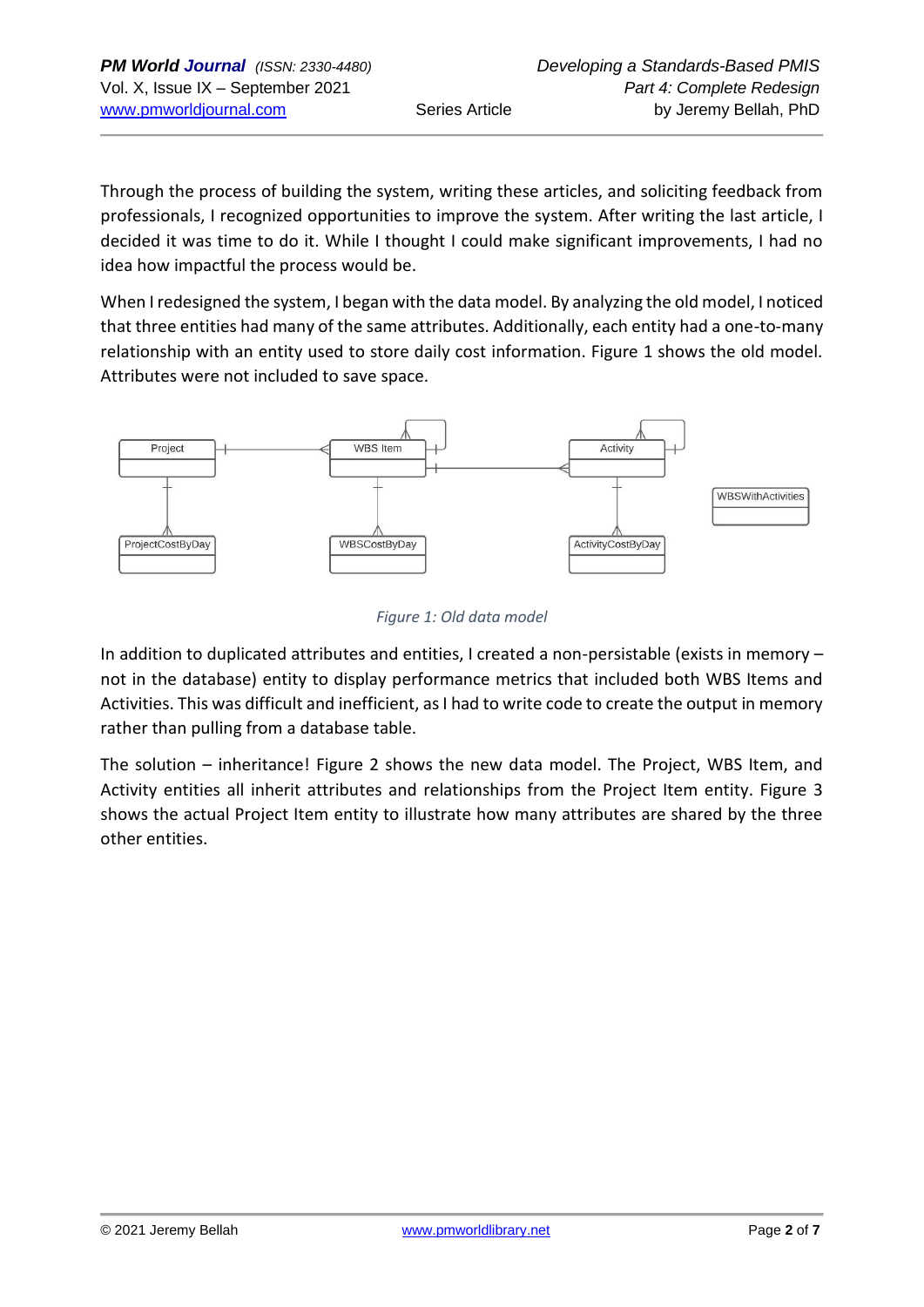Through the process of building the system, writing these articles, and soliciting feedback from professionals, I recognized opportunities to improve the system. After writing the last article, I decided it was time to do it. While I thought I could make significant improvements, I had no idea how impactful the process would be.

When I redesigned the system, I began with the data model. By analyzing the old model, I noticed that three entities had many of the same attributes. Additionally, each entity had a one-to-many relationship with an entity used to store daily cost information. Figure 1 shows the old model. Attributes were not included to save space.

*Figure 1: Old data model*

In addition to duplicated attributes and entities, I created a non-persistable (exists in memory – not in the database) entity to display performance metrics that included both WBS Items and Activities. This was difficult and inefficient, as I had to write code to create the output in memory rather than pulling from a database table.

The solution – inheritance! Figure 2 shows the new data model. The Project, WBS Item, and Activity entities all inherit attributes and relationships from the Project Item entity. Figure 3 shows the actual Project Item entity to illustrate how many attributes are shared by the three other entities.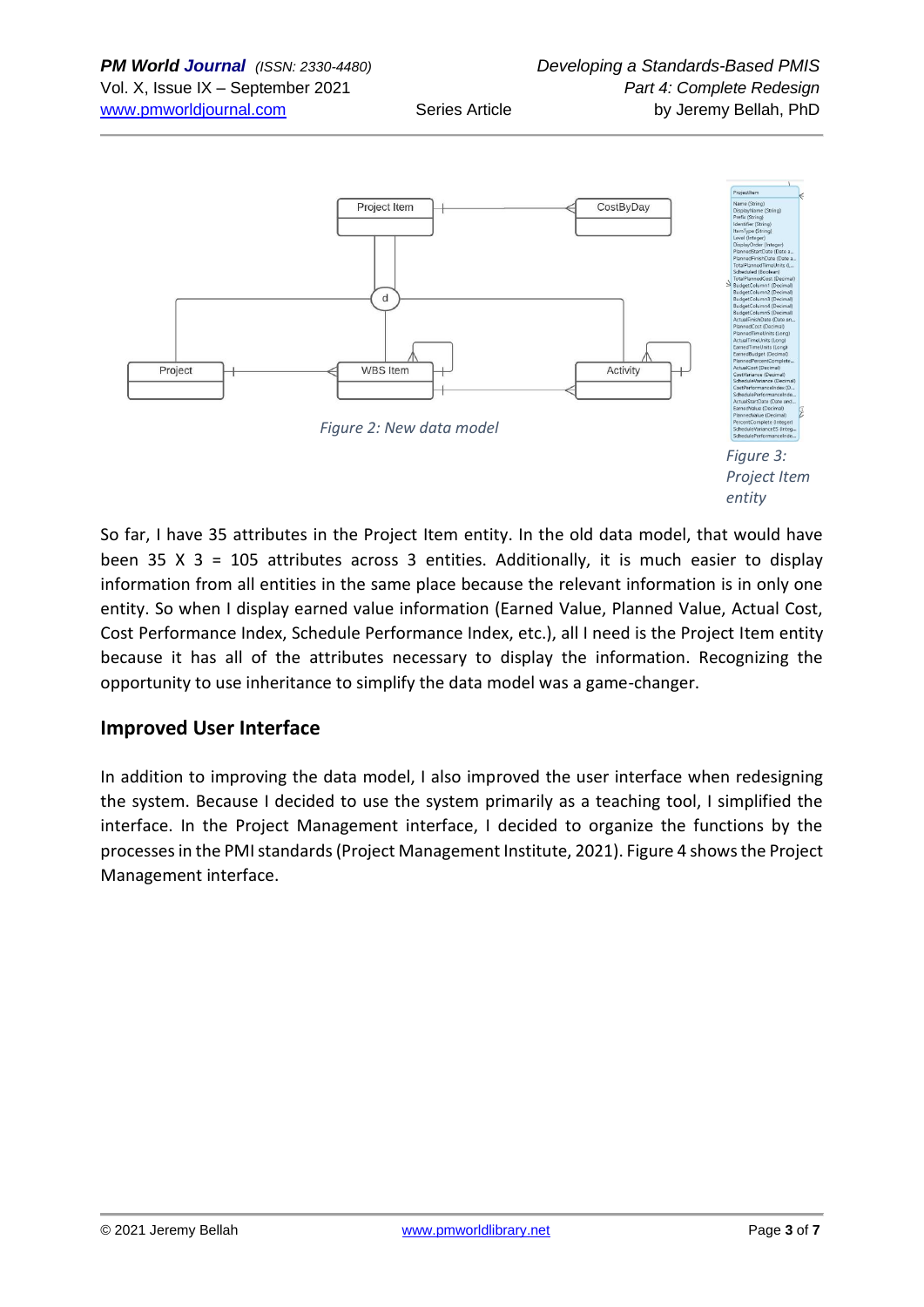Figure 2: New data model

Figure 3: Project Item entity

So far, I have 35 attributes in the Project Item entity. In the old data model, that would have been 35 X 3 = 105 attributes across 3 entities. Additionally, it is much easier to display information from all entities in the same place because the relevant information is in only one entity. So when I display earned value information (Earned Value, Planned Value, Actual Cost, Cost Performance Index, Schedule Performance Index, etc.), all I need is the Project Item entity because it has all of the attributes necessary to display the information. Recognizing the opportunity to use inheritance to simplify the data model was a game-changer.

## Improved User Interface

In addition to improving the data model, I also improved the user interface when redesigning the system. Because I decided to use the system primarily as a teaching tool, I simplified the interface. In the Project Management interface, I decided to organize the functions by the processes in the PMI standards (Project Management Institute, 2021). Figure 4 shows the Project Management interface.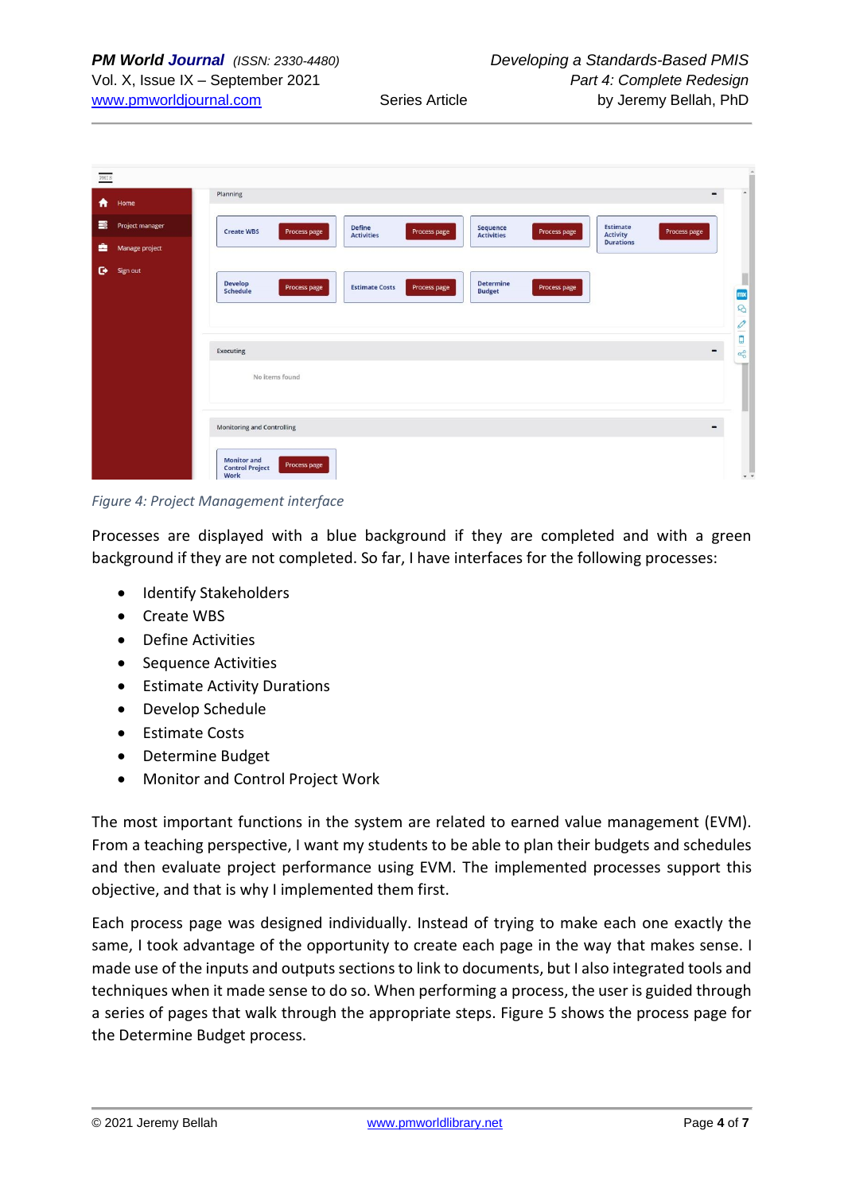*Figure 4: Project Management interface*

Processes are displayed with a blue background if they are completed and with a green background if they are not completed. So far, I have interfaces for the following processes:

- Identify Stakeholders
- Create WBS
- Define Activities
- Sequence Activities
- Estimate Activity Durations
- Develop Schedule
- Estimate Costs
- Determine Budget
- Monitor and Control Project Work

The most important functions in the system are related to earned value management (EVM). From a teaching perspective, I want my students to be able to plan their budgets and schedules and then evaluate project performance using EVM. The implemented processes support this objective, and that is why I implemented them first.

Each process page was designed individually. Instead of trying to make each one exactly the same, I took advantage of the opportunity to create each page in the way that makes sense. I made use of the inputs and outputs sections to link to documents, but I also integrated tools and techniques when it made sense to do so. When performing a process, the user is guided through a series of pages that walk through the appropriate steps. Figure 5 shows the process page for the Determine Budget process.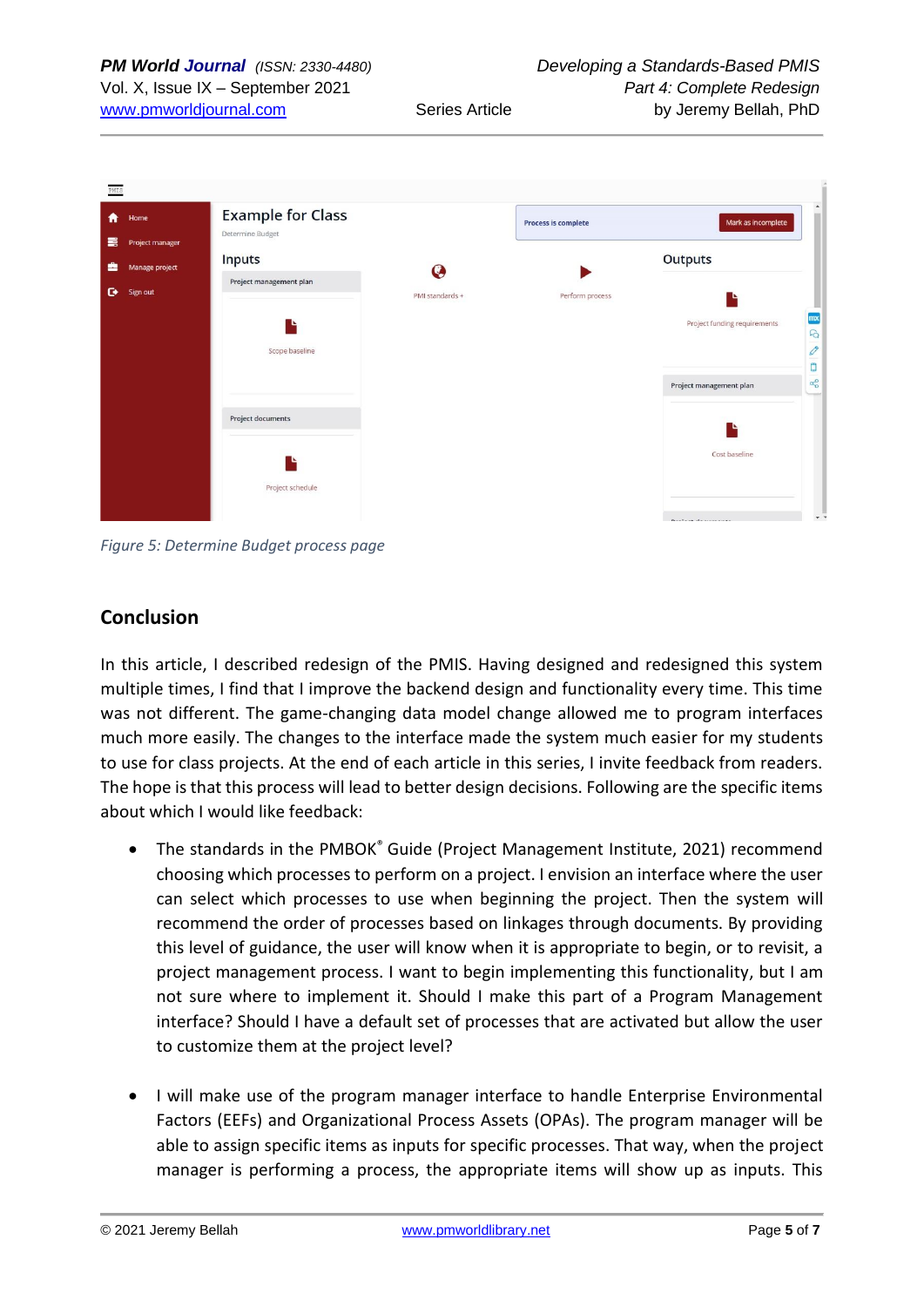*Figure 5: Determine Budget process page*

## Conclusion

In this article, I described redesign of the PMIS. Having designed and redesigned this system multiple times, I find that I improve the backend design and functionality every time. This time was not different. The game-changing data model change allowed me to program interfaces much more easily. The changes to the interface made the system much easier for my students to use for class projects. At the end of each article in this series, I invite feedback from readers. The hope is that this process will lead to better design decisions. Following are the specific items about which I would like feedback:

- The standards in the PMBOK® Guide (Project Management Institute, 2021) recommend choosing which processes to perform on a project. I envision an interface where the user can select which processes to use when beginning the project. Then the system will recommend the order of processes based on linkages through documents. By providing this level of guidance, the user will know when it is appropriate to begin, or to revisit, a project management process. I want to begin implementing this functionality, but I am not sure where to implement it. Should I make this part of a Program Management interface? Should I have a default set of processes that are activated but allow the user to customize them at the project level?

- I will make use of the program manager interface to handle Enterprise Environmental Factors (EEFs) and Organizational Process Assets (OPAs). The program manager will be able to assign specific items as inputs for specific processes. That way, when the project manager is performing a process, the appropriate items will show up as inputs. This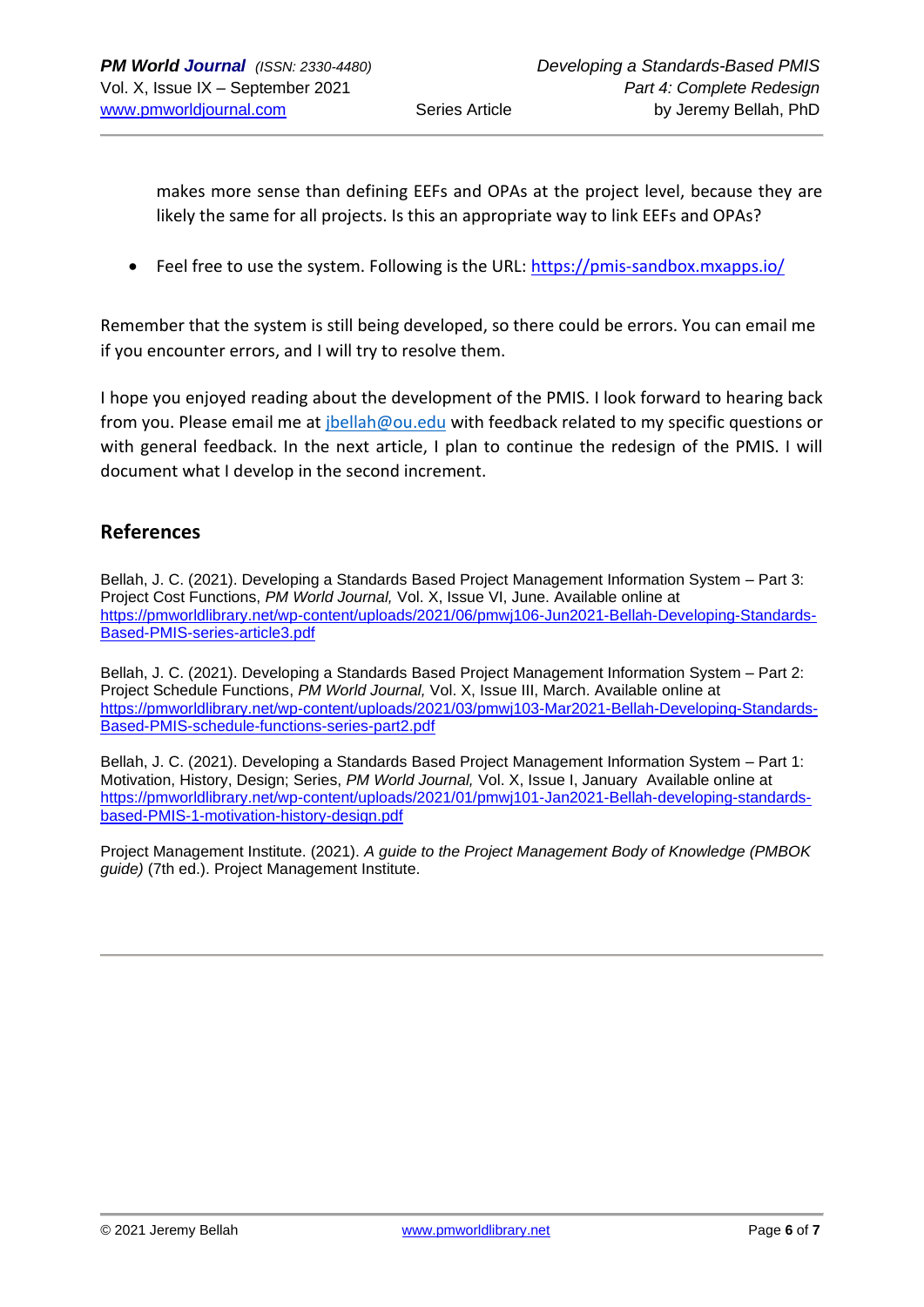makes more sense than defining EEFs and OPAs at the project level, because they are likely the same for all projects. Is this an appropriate way to link EEFs and OPAs?

- Feel free to use the system. Following is the URL: https://pmis-sandbox.mxapps.io/

Remember that the system is still being developed, so there could be errors. You can email me if you encounter errors, and I will try to resolve them.

I hope you enjoyed reading about the development of the PMIS. I look forward to hearing back from you. Please email me at jbellah@ou.edu with feedback related to my specific questions or with general feedback. In the next article, I plan to continue the redesign of the PMIS. I will document what I develop in the second increment.

## References

Bellah, J. C. (2021). Developing a Standards Based Project Management Information System – Part 3: Project Cost Functions, *PM World Journal,* Vol. X, Issue VI, June. Available online at https://pmworldlibrary.net/wp-content/uploads/2021/06/pmwj106-Jun2021-Bellah-Developing-Standards-Based-PMIS-series-article3.pdf

Bellah, J. C. (2021). Developing a Standards Based Project Management Information System – Part 2: Project Schedule Functions, *PM World Journal,* Vol. X, Issue III, March. Available online at https://pmworldlibrary.net/wp-content/uploads/2021/03/pmwj103-Mar2021-Bellah-Developing-Standards-Based-PMIS-schedule-functions-series-part2.pdf

Bellah, J. C. (2021). Developing a Standards Based Project Management Information System – Part 1: Motivation, History, Design; Series, *PM World Journal,* Vol. X, Issue I, January Available online at https://pmworldlibrary.net/wp-content/uploads/2021/01/pmwj101-Jan2021-Bellah-developing-standards-based-PMIS-1-motivation-history-design.pdf

Project Management Institute. (2021). *A guide to the Project Management Body of Knowledge (PMBOK guide)* (7th ed.). Project Management Institute.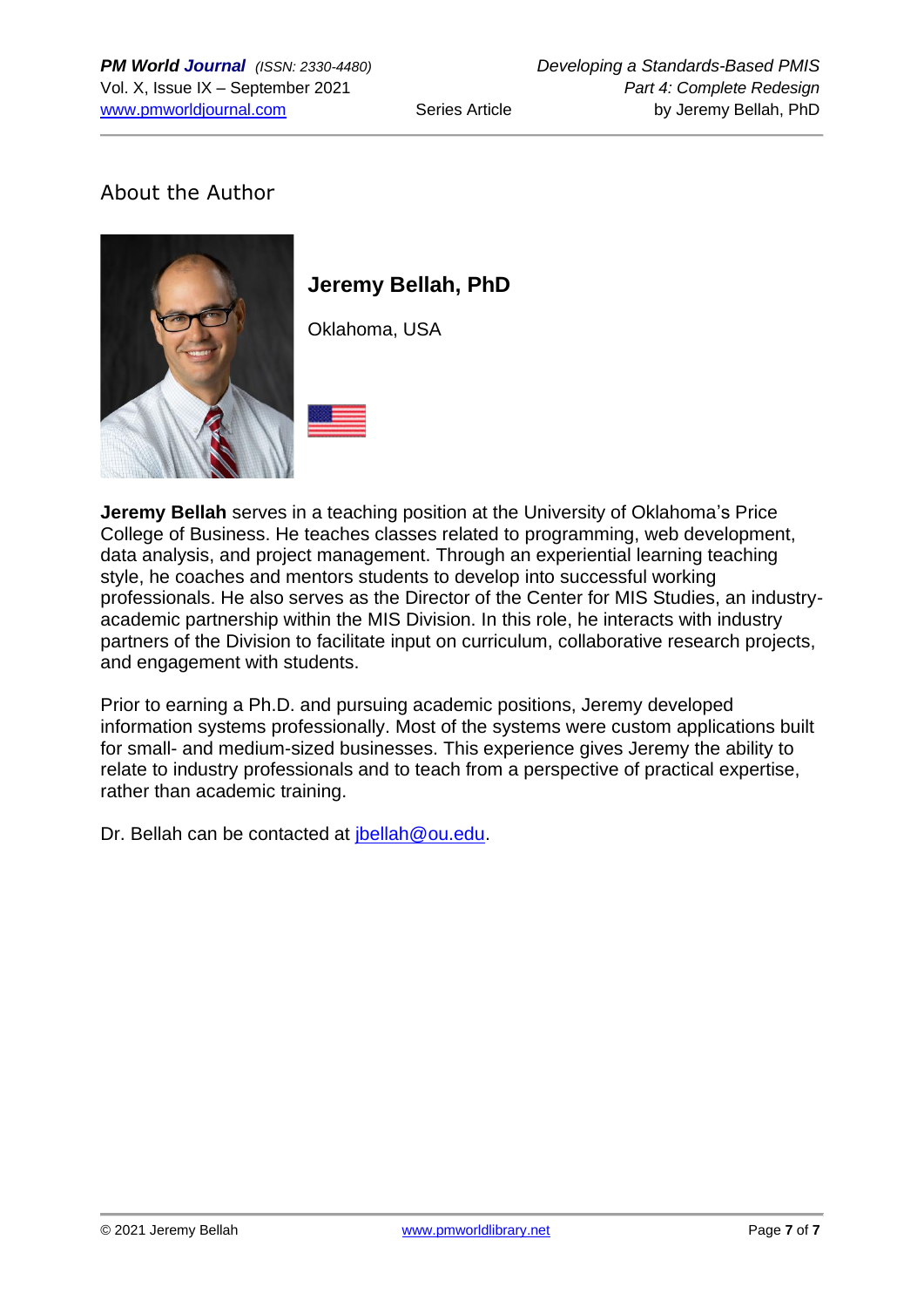## About the Author

### Jeremy Bellah, PhD

Oklahoma, USA

**Jeremy Bellah** serves in a teaching position at the University of Oklahoma's Price College of Business. He teaches classes related to programming, web development, data analysis, and project management. Through an experiential learning teaching style, he coaches and mentors students to develop into successful working professionals. He also serves as the Director of the Center for MIS Studies, an industry-academic partnership within the MIS Division. In this role, he interacts with industry partners of the Division to facilitate input on curriculum, collaborative research projects, and engagement with students.

Prior to earning a Ph.D. and pursuing academic positions, Jeremy developed information systems professionally. Most of the systems were custom applications built for small- and medium-sized businesses. This experience gives Jeremy the ability to relate to industry professionals and to teach from a perspective of practical expertise, rather than academic training.

Dr. Bellah can be contacted at jbellah@ou.edu.